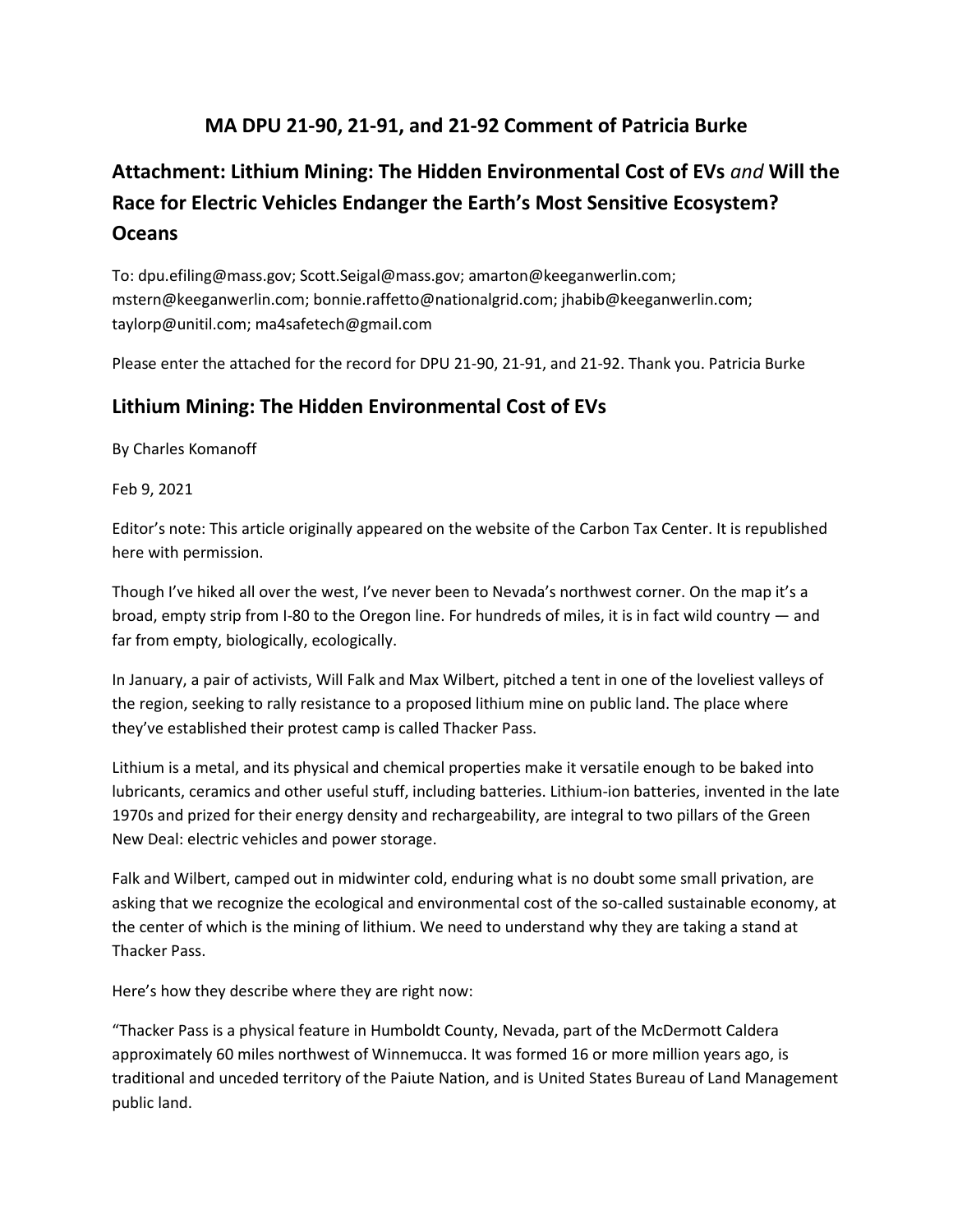# MA DPU 21-90, 21-91, and 21-92 Comment of Patricia Burke

## Attachment: Lithium Mining: The Hidden Environmental Cost of EVs *and* Will the Race for Electric Vehicles Endanger the Earth's Most Sensitive Ecosystem? Oceans

To: dpu.efiling@mass.gov; Scott.Seigal@mass.gov; amarton@keeganwerlin.com; mstern@keeganwerlin.com; bonnie.raffetto@nationalgrid.com; jhabib@keeganwerlin.com; taylorp@unitil.com; ma4safetech@gmail.com

Please enter the attached for the record for DPU 21-90, 21-91, and 21-92. Thank you. Patricia Burke

## Lithium Mining: The Hidden Environmental Cost of EVs

By Charles Komanoff

Feb 9, 2021

Editor's note: This article originally appeared on the website of the Carbon Tax Center. It is republished here with permission.

Though I've hiked all over the west, I've never been to Nevada's northwest corner. On the map it's a broad, empty strip from I-80 to the Oregon line. For hundreds of miles, it is in fact wild country — and far from empty, biologically, ecologically.

In January, a pair of activists, Will Falk and Max Wilbert, pitched a tent in one of the loveliest valleys of the region, seeking to rally resistance to a proposed lithium mine on public land. The place where they've established their protest camp is called Thacker Pass.

Lithium is a metal, and its physical and chemical properties make it versatile enough to be baked into lubricants, ceramics and other useful stuff, including batteries. Lithium-ion batteries, invented in the late 1970s and prized for their energy density and rechargeability, are integral to two pillars of the Green New Deal: electric vehicles and power storage.

Falk and Wilbert, camped out in midwinter cold, enduring what is no doubt some small privation, are asking that we recognize the ecological and environmental cost of the so-called sustainable economy, at the center of which is the mining of lithium. We need to understand why they are taking a stand at Thacker Pass.

Here's how they describe where they are right now:

"Thacker Pass is a physical feature in Humboldt County, Nevada, part of the McDermott Caldera approximately 60 miles northwest of Winnemucca. It was formed 16 or more million years ago, is traditional and unceded territory of the Paiute Nation, and is United States Bureau of Land Management public land.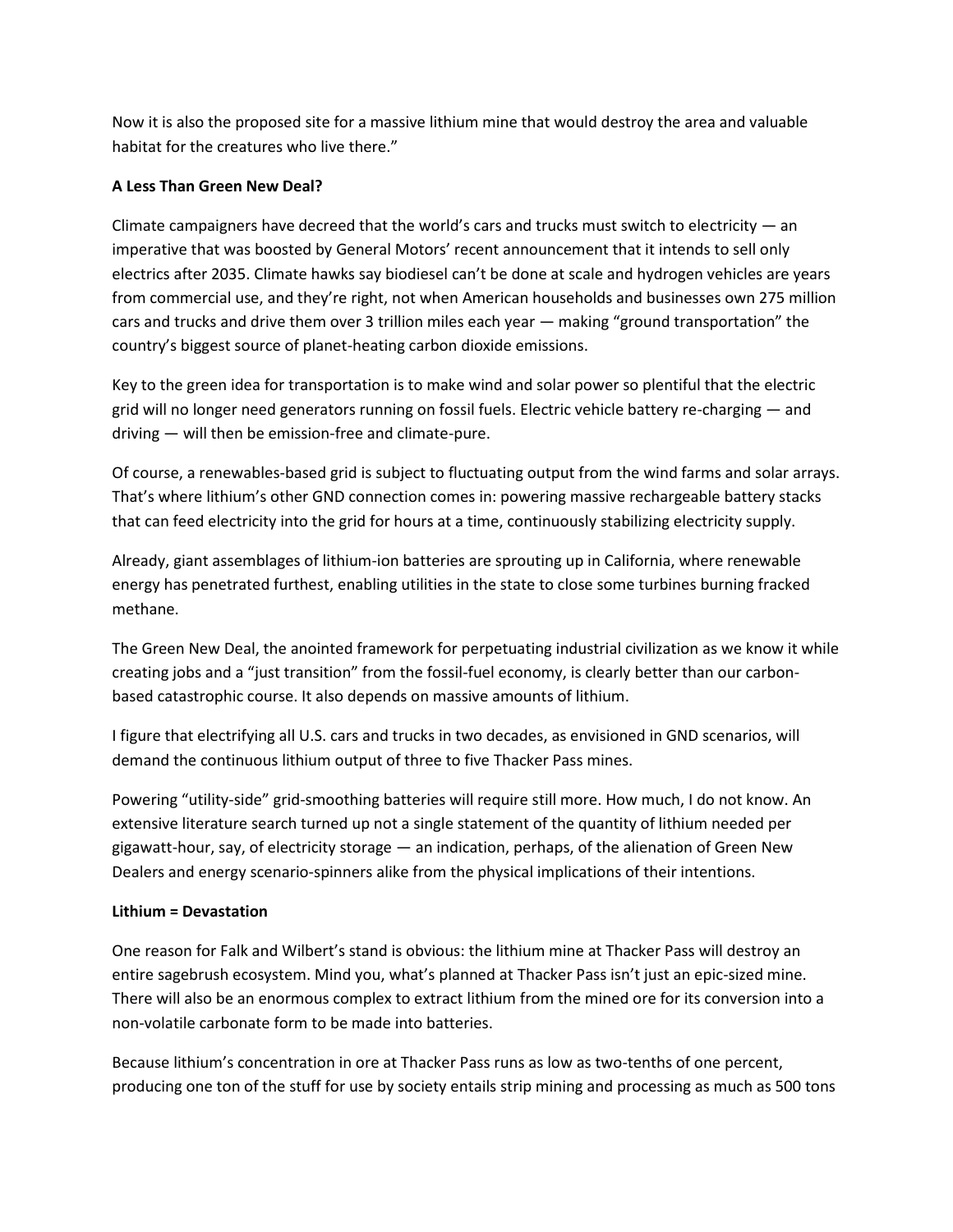Now it is also the proposed site for a massive lithium mine that would destroy the area and valuable habitat for the creatures who live there."

**A Less Than Green New Deal?**

Climate campaigners have decreed that the world's cars and trucks must switch to electricity — an imperative that was boosted by General Motors' recent announcement that it intends to sell only electrics after 2035. Climate hawks say biodiesel can't be done at scale and hydrogen vehicles are years from commercial use, and they're right, not when American households and businesses own 275 million cars and trucks and drive them over 3 trillion miles each year — making "ground transportation" the country's biggest source of planet-heating carbon dioxide emissions.

Key to the green idea for transportation is to make wind and solar power so plentiful that the electric grid will no longer need generators running on fossil fuels. Electric vehicle battery re-charging — and driving — will then be emission-free and climate-pure.

Of course, a renewables-based grid is subject to fluctuating output from the wind farms and solar arrays. That's where lithium's other GND connection comes in: powering massive rechargeable battery stacks that can feed electricity into the grid for hours at a time, continuously stabilizing electricity supply.

Already, giant assemblages of lithium-ion batteries are sprouting up in California, where renewable energy has penetrated furthest, enabling utilities in the state to close some turbines burning fracked methane.

The Green New Deal, the anointed framework for perpetuating industrial civilization as we know it while creating jobs and a "just transition" from the fossil-fuel economy, is clearly better than our carbon-based catastrophic course. It also depends on massive amounts of lithium.

I figure that electrifying all U.S. cars and trucks in two decades, as envisioned in GND scenarios, will demand the continuous lithium output of three to five Thacker Pass mines.

Powering "utility-side" grid-smoothing batteries will require still more. How much, I do not know. An extensive literature search turned up not a single statement of the quantity of lithium needed per gigawatt-hour, say, of electricity storage — an indication, perhaps, of the alienation of Green New Dealers and energy scenario-spinners alike from the physical implications of their intentions.

**Lithium = Devastation**

One reason for Falk and Wilbert's stand is obvious: the lithium mine at Thacker Pass will destroy an entire sagebrush ecosystem. Mind you, what's planned at Thacker Pass isn't just an epic-sized mine. There will also be an enormous complex to extract lithium from the mined ore for its conversion into a non-volatile carbonate form to be made into batteries.

Because lithium's concentration in ore at Thacker Pass runs as low as two-tenths of one percent, producing one ton of the stuff for use by society entails strip mining and processing as much as 500 tons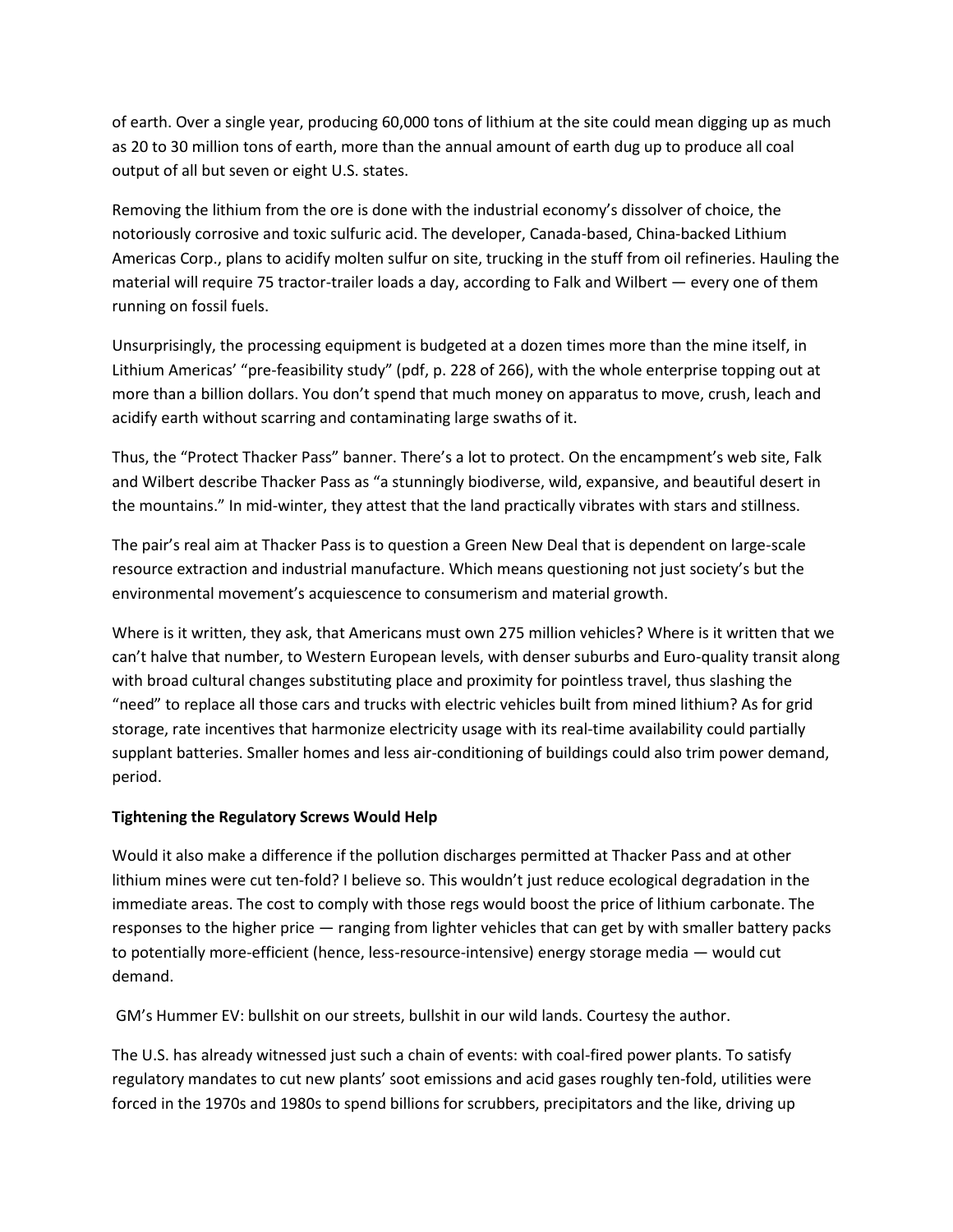of earth. Over a single year, producing 60,000 tons of lithium at the site could mean digging up as much as 20 to 30 million tons of earth, more than the annual amount of earth dug up to produce all coal output of all but seven or eight U.S. states.

Removing the lithium from the ore is done with the industrial economy's dissolver of choice, the notoriously corrosive and toxic sulfuric acid. The developer, Canada-based, China-backed Lithium Americas Corp., plans to acidify molten sulfur on site, trucking in the stuff from oil refineries. Hauling the material will require 75 tractor-trailer loads a day, according to Falk and Wilbert — every one of them running on fossil fuels.

Unsurprisingly, the processing equipment is budgeted at a dozen times more than the mine itself, in Lithium Americas' "pre-feasibility study" (pdf, p. 228 of 266), with the whole enterprise topping out at more than a billion dollars. You don't spend that much money on apparatus to move, crush, leach and acidify earth without scarring and contaminating large swaths of it.

Thus, the "Protect Thacker Pass" banner. There's a lot to protect. On the encampment's web site, Falk and Wilbert describe Thacker Pass as "a stunningly biodiverse, wild, expansive, and beautiful desert in the mountains." In mid-winter, they attest that the land practically vibrates with stars and stillness.

The pair's real aim at Thacker Pass is to question a Green New Deal that is dependent on large-scale resource extraction and industrial manufacture. Which means questioning not just society's but the environmental movement's acquiescence to consumerism and material growth.

Where is it written, they ask, that Americans must own 275 million vehicles? Where is it written that we can't halve that number, to Western European levels, with denser suburbs and Euro-quality transit along with broad cultural changes substituting place and proximity for pointless travel, thus slashing the "need" to replace all those cars and trucks with electric vehicles built from mined lithium? As for grid storage, rate incentives that harmonize electricity usage with its real-time availability could partially supplant batteries. Smaller homes and less air-conditioning of buildings could also trim power demand, period.

**Tightening the Regulatory Screws Would Help**

Would it also make a difference if the pollution discharges permitted at Thacker Pass and at other lithium mines were cut ten-fold? I believe so. This wouldn't just reduce ecological degradation in the immediate areas. The cost to comply with those regs would boost the price of lithium carbonate. The responses to the higher price — ranging from lighter vehicles that can get by with smaller battery packs to potentially more-efficient (hence, less-resource-intensive) energy storage media — would cut demand.

GM's Hummer EV: bullshit on our streets, bullshit in our wild lands. Courtesy the author.

The U.S. has already witnessed just such a chain of events: with coal-fired power plants. To satisfy regulatory mandates to cut new plants' soot emissions and acid gases roughly ten-fold, utilities were forced in the 1970s and 1980s to spend billions for scrubbers, precipitators and the like, driving up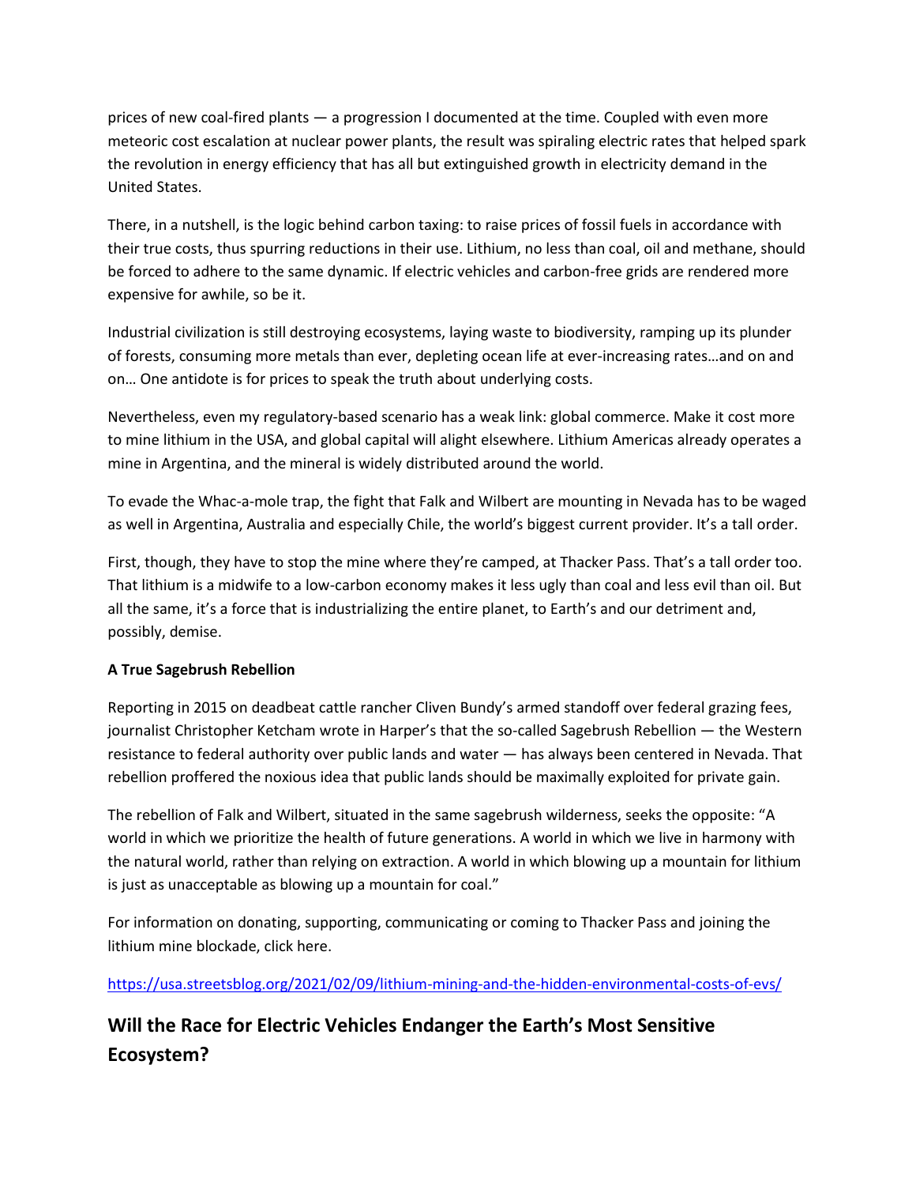prices of new coal-fired plants — a progression I documented at the time. Coupled with even more meteoric cost escalation at nuclear power plants, the result was spiraling electric rates that helped spark the revolution in energy efficiency that has all but extinguished growth in electricity demand in the United States.

There, in a nutshell, is the logic behind carbon taxing: to raise prices of fossil fuels in accordance with their true costs, thus spurring reductions in their use. Lithium, no less than coal, oil and methane, should be forced to adhere to the same dynamic. If electric vehicles and carbon-free grids are rendered more expensive for awhile, so be it.

Industrial civilization is still destroying ecosystems, laying waste to biodiversity, ramping up its plunder of forests, consuming more metals than ever, depleting ocean life at ever-increasing rates…and on and on… One antidote is for prices to speak the truth about underlying costs.

Nevertheless, even my regulatory-based scenario has a weak link: global commerce. Make it cost more to mine lithium in the USA, and global capital will alight elsewhere. Lithium Americas already operates a mine in Argentina, and the mineral is widely distributed around the world.

To evade the Whac-a-mole trap, the fight that Falk and Wilbert are mounting in Nevada has to be waged as well in Argentina, Australia and especially Chile, the world's biggest current provider. It's a tall order.

First, though, they have to stop the mine where they're camped, at Thacker Pass. That's a tall order too. That lithium is a midwife to a low-carbon economy makes it less ugly than coal and less evil than oil. But all the same, it's a force that is industrializing the entire planet, to Earth's and our detriment and, possibly, demise.

**A True Sagebrush Rebellion**

Reporting in 2015 on deadbeat cattle rancher Cliven Bundy's armed standoff over federal grazing fees, journalist Christopher Ketcham wrote in Harper's that the so-called Sagebrush Rebellion — the Western resistance to federal authority over public lands and water — has always been centered in Nevada. That rebellion proffered the noxious idea that public lands should be maximally exploited for private gain.

The rebellion of Falk and Wilbert, situated in the same sagebrush wilderness, seeks the opposite: "A world in which we prioritize the health of future generations. A world in which we live in harmony with the natural world, rather than relying on extraction. A world in which blowing up a mountain for lithium is just as unacceptable as blowing up a mountain for coal."

For information on donating, supporting, communicating or coming to Thacker Pass and joining the lithium mine blockade, click here.

https://usa.streetsblog.org/2021/02/09/lithium-mining-and-the-hidden-environmental-costs-of-evs/

## Will the Race for Electric Vehicles Endanger the Earth's Most Sensitive Ecosystem?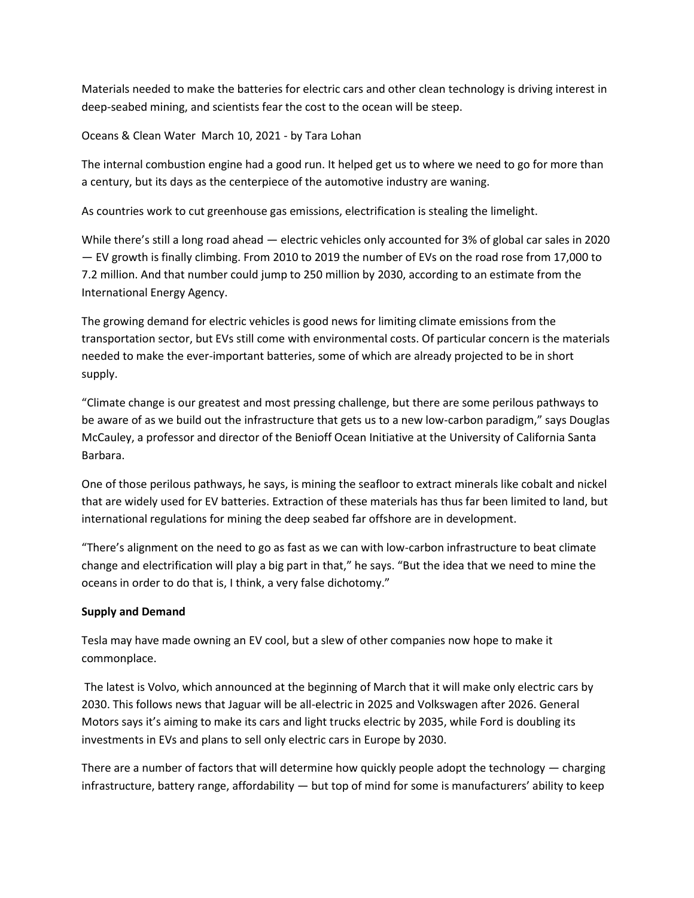Materials needed to make the batteries for electric cars and other clean technology is driving interest in deep-seabed mining, and scientists fear the cost to the ocean will be steep.

Oceans & Clean Water March 10, 2021 - by Tara Lohan

The internal combustion engine had a good run. It helped get us to where we need to go for more than a century, but its days as the centerpiece of the automotive industry are waning.

As countries work to cut greenhouse gas emissions, electrification is stealing the limelight.

While there's still a long road ahead — electric vehicles only accounted for 3% of global car sales in 2020 — EV growth is finally climbing. From 2010 to 2019 the number of EVs on the road rose from 17,000 to 7.2 million. And that number could jump to 250 million by 2030, according to an estimate from the International Energy Agency.

The growing demand for electric vehicles is good news for limiting climate emissions from the transportation sector, but EVs still come with environmental costs. Of particular concern is the materials needed to make the ever-important batteries, some of which are already projected to be in short supply.

"Climate change is our greatest and most pressing challenge, but there are some perilous pathways to be aware of as we build out the infrastructure that gets us to a new low-carbon paradigm," says Douglas McCauley, a professor and director of the Benioff Ocean Initiative at the University of California Santa Barbara.

One of those perilous pathways, he says, is mining the seafloor to extract minerals like cobalt and nickel that are widely used for EV batteries. Extraction of these materials has thus far been limited to land, but international regulations for mining the deep seabed far offshore are in development.

"There's alignment on the need to go as fast as we can with low-carbon infrastructure to beat climate change and electrification will play a big part in that," he says. "But the idea that we need to mine the oceans in order to do that is, I think, a very false dichotomy."

**Supply and Demand**

Tesla may have made owning an EV cool, but a slew of other companies now hope to make it commonplace.

The latest is Volvo, which announced at the beginning of March that it will make only electric cars by 2030. This follows news that Jaguar will be all-electric in 2025 and Volkswagen after 2026. General Motors says it's aiming to make its cars and light trucks electric by 2035, while Ford is doubling its investments in EVs and plans to sell only electric cars in Europe by 2030.

There are a number of factors that will determine how quickly people adopt the technology — charging infrastructure, battery range, affordability — but top of mind for some is manufacturers' ability to keep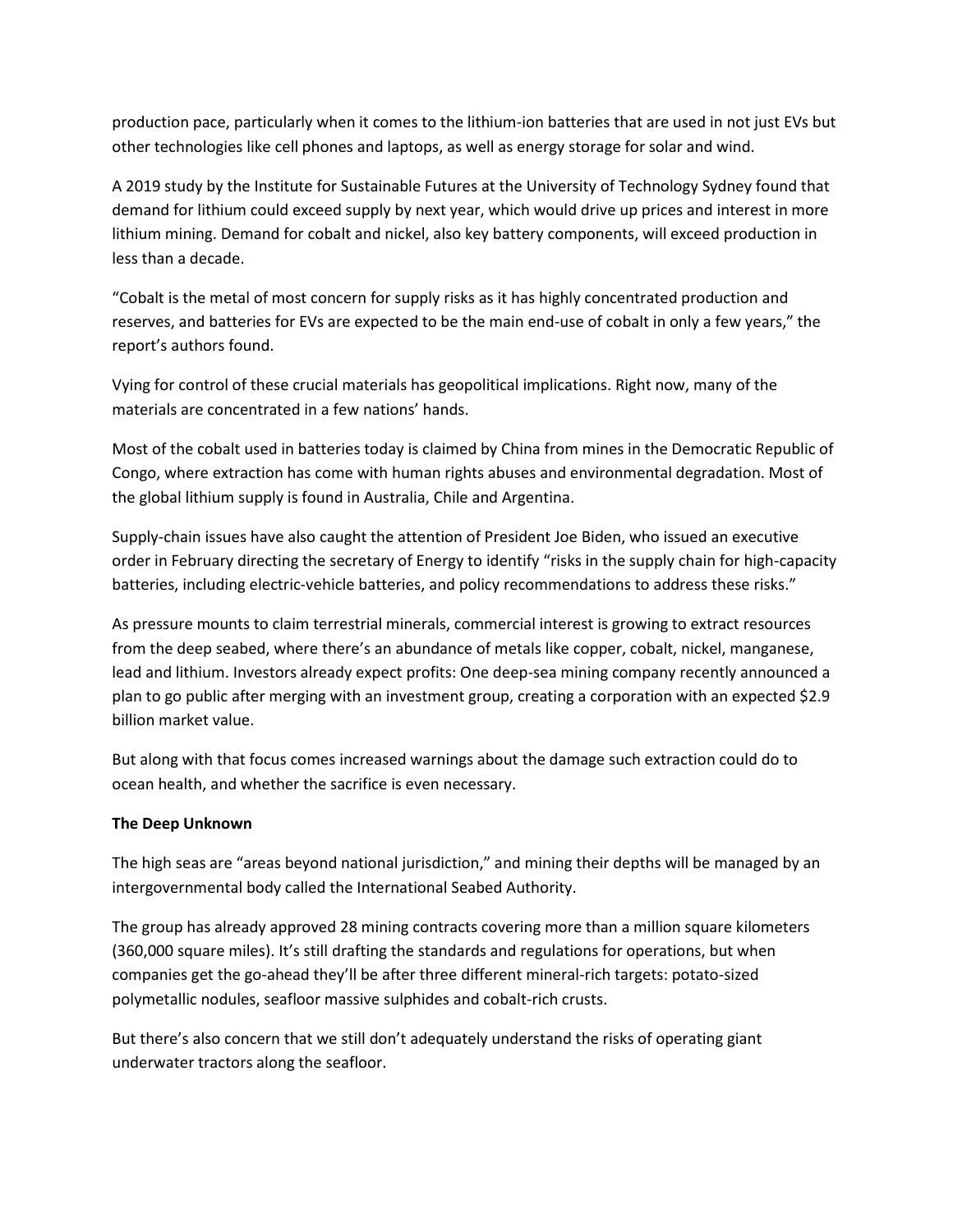production pace, particularly when it comes to the lithium-ion batteries that are used in not just EVs but other technologies like cell phones and laptops, as well as energy storage for solar and wind.

A 2019 study by the Institute for Sustainable Futures at the University of Technology Sydney found that demand for lithium could exceed supply by next year, which would drive up prices and interest in more lithium mining. Demand for cobalt and nickel, also key battery components, will exceed production in less than a decade.

"Cobalt is the metal of most concern for supply risks as it has highly concentrated production and reserves, and batteries for EVs are expected to be the main end-use of cobalt in only a few years," the report's authors found.

Vying for control of these crucial materials has geopolitical implications. Right now, many of the materials are concentrated in a few nations' hands.

Most of the cobalt used in batteries today is claimed by China from mines in the Democratic Republic of Congo, where extraction has come with human rights abuses and environmental degradation. Most of the global lithium supply is found in Australia, Chile and Argentina.

Supply-chain issues have also caught the attention of President Joe Biden, who issued an executive order in February directing the secretary of Energy to identify "risks in the supply chain for high-capacity batteries, including electric-vehicle batteries, and policy recommendations to address these risks."

As pressure mounts to claim terrestrial minerals, commercial interest is growing to extract resources from the deep seabed, where there's an abundance of metals like copper, cobalt, nickel, manganese, lead and lithium. Investors already expect profits: One deep-sea mining company recently announced a plan to go public after merging with an investment group, creating a corporation with an expected $2.9 billion market value.

But along with that focus comes increased warnings about the damage such extraction could do to ocean health, and whether the sacrifice is even necessary.

**The Deep Unknown**

The high seas are "areas beyond national jurisdiction," and mining their depths will be managed by an intergovernmental body called the International Seabed Authority.

The group has already approved 28 mining contracts covering more than a million square kilometers (360,000 square miles). It's still drafting the standards and regulations for operations, but when companies get the go-ahead they'll be after three different mineral-rich targets: potato-sized polymetallic nodules, seafloor massive sulphides and cobalt-rich crusts.

But there's also concern that we still don't adequately understand the risks of operating giant underwater tractors along the seafloor.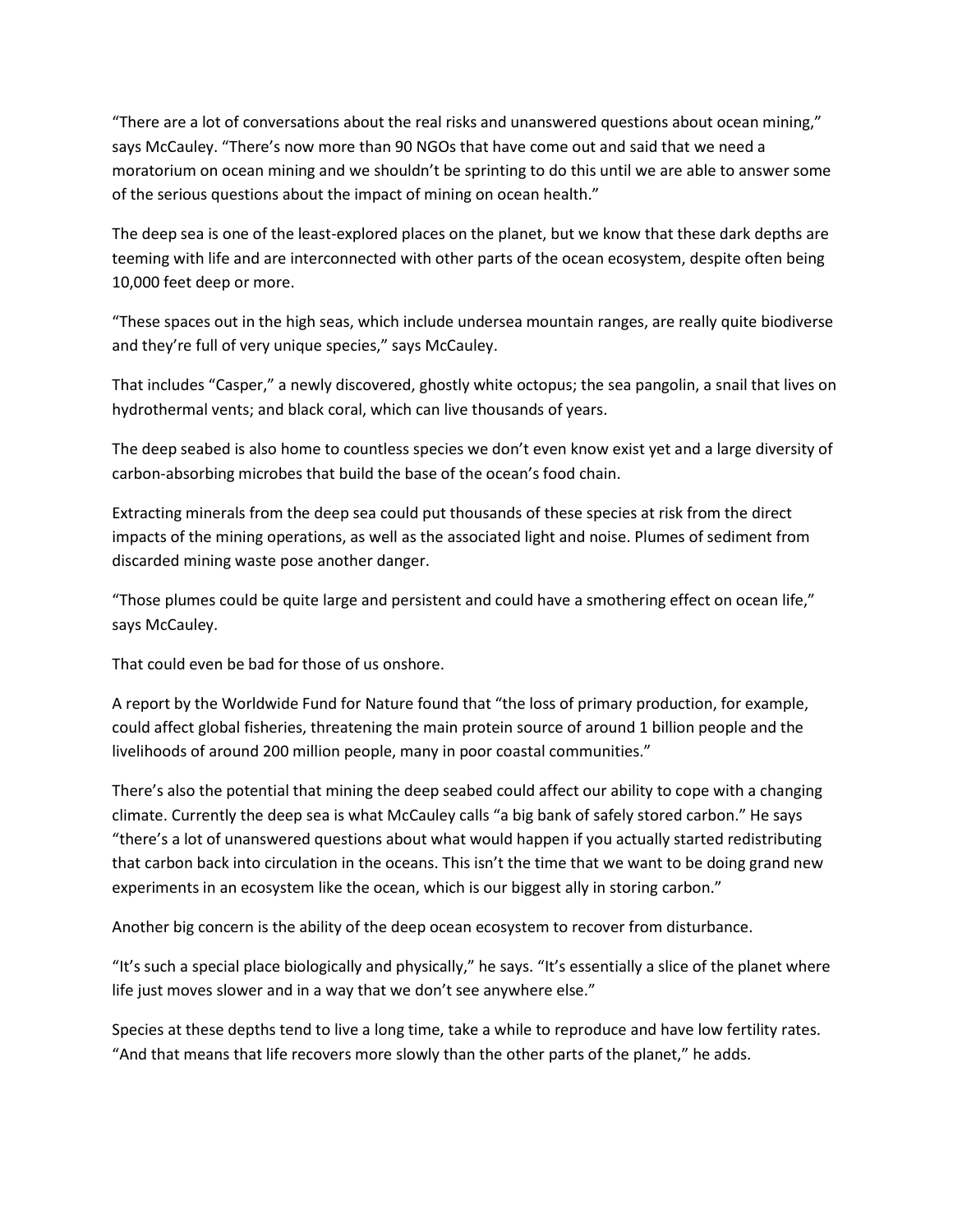"There are a lot of conversations about the real risks and unanswered questions about ocean mining," says McCauley. "There's now more than 90 NGOs that have come out and said that we need a moratorium on ocean mining and we shouldn't be sprinting to do this until we are able to answer some of the serious questions about the impact of mining on ocean health."

The deep sea is one of the least-explored places on the planet, but we know that these dark depths are teeming with life and are interconnected with other parts of the ocean ecosystem, despite often being 10,000 feet deep or more.

"These spaces out in the high seas, which include undersea mountain ranges, are really quite biodiverse and they're full of very unique species," says McCauley.

That includes "Casper," a newly discovered, ghostly white octopus; the sea pangolin, a snail that lives on hydrothermal vents; and black coral, which can live thousands of years.

The deep seabed is also home to countless species we don't even know exist yet and a large diversity of carbon-absorbing microbes that build the base of the ocean's food chain.

Extracting minerals from the deep sea could put thousands of these species at risk from the direct impacts of the mining operations, as well as the associated light and noise. Plumes of sediment from discarded mining waste pose another danger.

"Those plumes could be quite large and persistent and could have a smothering effect on ocean life," says McCauley.

That could even be bad for those of us onshore.

A report by the Worldwide Fund for Nature found that "the loss of primary production, for example, could affect global fisheries, threatening the main protein source of around 1 billion people and the livelihoods of around 200 million people, many in poor coastal communities."

There's also the potential that mining the deep seabed could affect our ability to cope with a changing climate. Currently the deep sea is what McCauley calls "a big bank of safely stored carbon." He says "there's a lot of unanswered questions about what would happen if you actually started redistributing that carbon back into circulation in the oceans. This isn't the time that we want to be doing grand new experiments in an ecosystem like the ocean, which is our biggest ally in storing carbon."

Another big concern is the ability of the deep ocean ecosystem to recover from disturbance.

"It's such a special place biologically and physically," he says. "It's essentially a slice of the planet where life just moves slower and in a way that we don't see anywhere else."

Species at these depths tend to live a long time, take a while to reproduce and have low fertility rates. "And that means that life recovers more slowly than the other parts of the planet," he adds.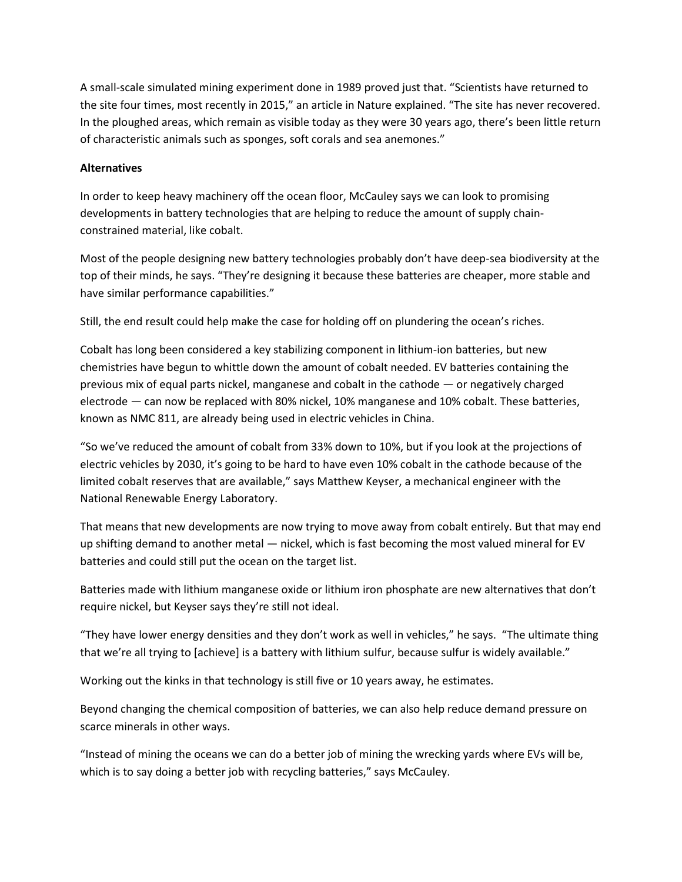A small-scale simulated mining experiment done in 1989 proved just that. "Scientists have returned to the site four times, most recently in 2015," an article in Nature explained. "The site has never recovered. In the ploughed areas, which remain as visible today as they were 30 years ago, there's been little return of characteristic animals such as sponges, soft corals and sea anemones."

**Alternatives**

In order to keep heavy machinery off the ocean floor, McCauley says we can look to promising developments in battery technologies that are helping to reduce the amount of supply chain-constrained material, like cobalt.

Most of the people designing new battery technologies probably don't have deep-sea biodiversity at the top of their minds, he says. "They're designing it because these batteries are cheaper, more stable and have similar performance capabilities."

Still, the end result could help make the case for holding off on plundering the ocean's riches.

Cobalt has long been considered a key stabilizing component in lithium-ion batteries, but new chemistries have begun to whittle down the amount of cobalt needed. EV batteries containing the previous mix of equal parts nickel, manganese and cobalt in the cathode — or negatively charged electrode — can now be replaced with 80% nickel, 10% manganese and 10% cobalt. These batteries, known as NMC 811, are already being used in electric vehicles in China.

"So we've reduced the amount of cobalt from 33% down to 10%, but if you look at the projections of electric vehicles by 2030, it's going to be hard to have even 10% cobalt in the cathode because of the limited cobalt reserves that are available," says Matthew Keyser, a mechanical engineer with the National Renewable Energy Laboratory.

That means that new developments are now trying to move away from cobalt entirely. But that may end up shifting demand to another metal — nickel, which is fast becoming the most valued mineral for EV batteries and could still put the ocean on the target list.

Batteries made with lithium manganese oxide or lithium iron phosphate are new alternatives that don't require nickel, but Keyser says they're still not ideal.

"They have lower energy densities and they don't work as well in vehicles," he says. "The ultimate thing that we're all trying to [achieve] is a battery with lithium sulfur, because sulfur is widely available."

Working out the kinks in that technology is still five or 10 years away, he estimates.

Beyond changing the chemical composition of batteries, we can also help reduce demand pressure on scarce minerals in other ways.

"Instead of mining the oceans we can do a better job of mining the wrecking yards where EVs will be, which is to say doing a better job with recycling batteries," says McCauley.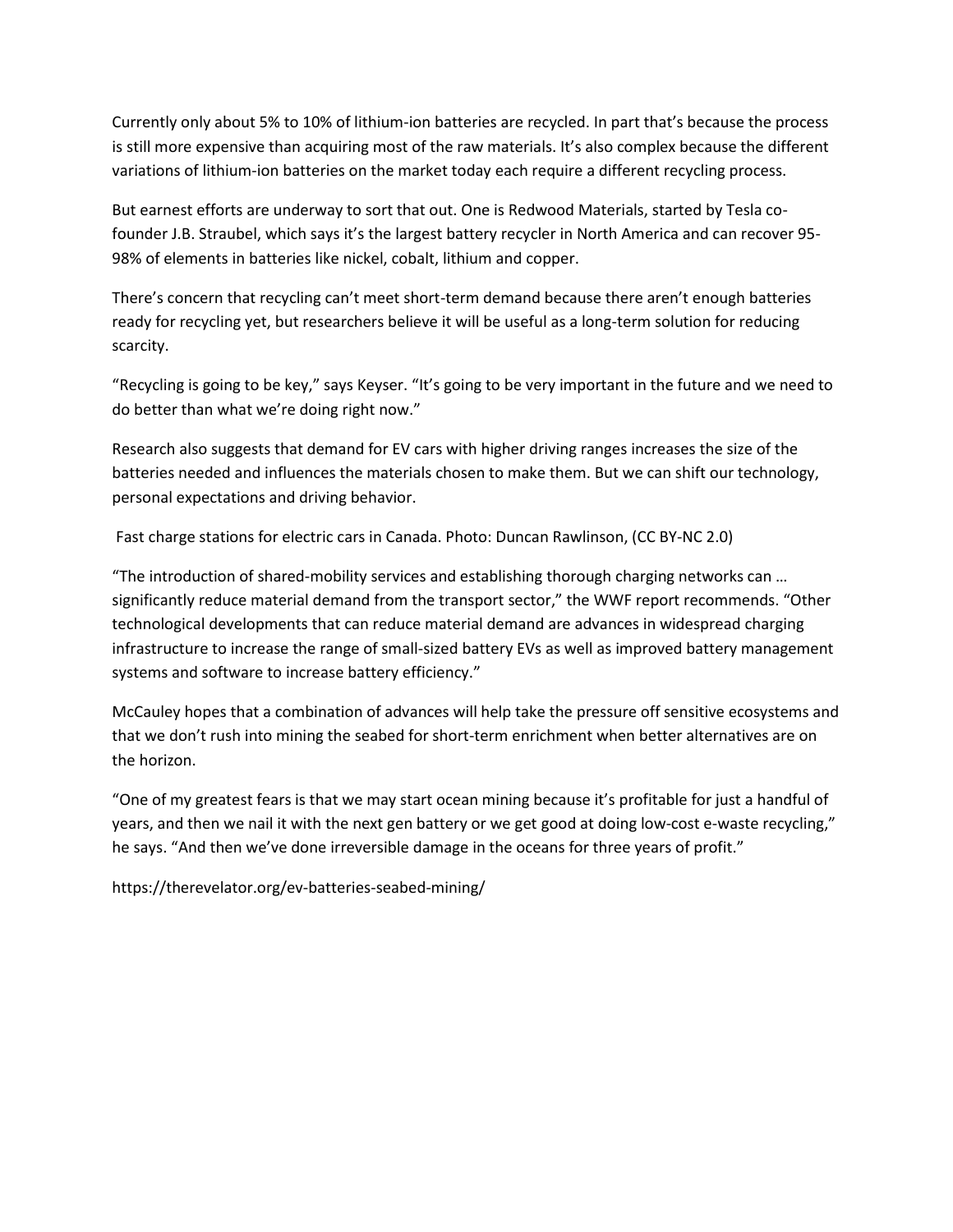Currently only about 5% to 10% of lithium-ion batteries are recycled. In part that's because the process is still more expensive than acquiring most of the raw materials. It's also complex because the different variations of lithium-ion batteries on the market today each require a different recycling process.

But earnest efforts are underway to sort that out. One is Redwood Materials, started by Tesla co-founder J.B. Straubel, which says it's the largest battery recycler in North America and can recover 95-98% of elements in batteries like nickel, cobalt, lithium and copper.

There's concern that recycling can't meet short-term demand because there aren't enough batteries ready for recycling yet, but researchers believe it will be useful as a long-term solution for reducing scarcity.

"Recycling is going to be key," says Keyser. "It's going to be very important in the future and we need to do better than what we're doing right now."

Research also suggests that demand for EV cars with higher driving ranges increases the size of the batteries needed and influences the materials chosen to make them. But we can shift our technology, personal expectations and driving behavior.

Fast charge stations for electric cars in Canada. Photo: Duncan Rawlinson, (CC BY-NC 2.0)

"The introduction of shared-mobility services and establishing thorough charging networks can … significantly reduce material demand from the transport sector," the WWF report recommends. "Other technological developments that can reduce material demand are advances in widespread charging infrastructure to increase the range of small-sized battery EVs as well as improved battery management systems and software to increase battery efficiency."

McCauley hopes that a combination of advances will help take the pressure off sensitive ecosystems and that we don't rush into mining the seabed for short-term enrichment when better alternatives are on the horizon.

"One of my greatest fears is that we may start ocean mining because it's profitable for just a handful of years, and then we nail it with the next gen battery or we get good at doing low-cost e-waste recycling," he says. "And then we've done irreversible damage in the oceans for three years of profit."

https://therevelator.org/ev-batteries-seabed-mining/